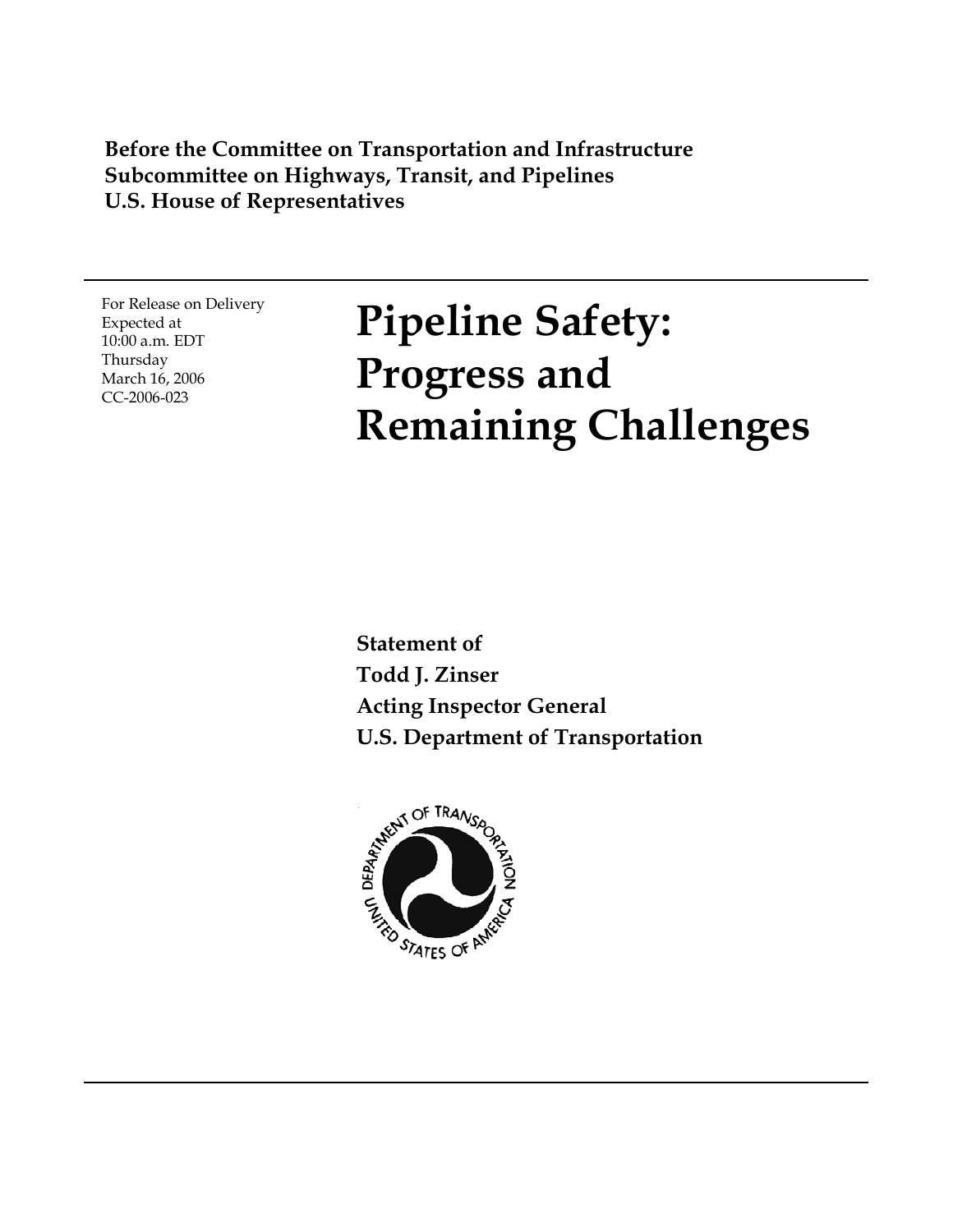**Before the Committee on Transportation and Infrastructure**
**Subcommittee on Highways, Transit, and Pipelines**
**U.S. House of Representatives**

For Release on Delivery
Expected at
10:00 a.m. EDT
Thursday
March 16, 2006
CC-2006-023

# Pipeline Safety: Progress and Remaining Challenges

**Statement of**
**Todd J. Zinser**
**Acting Inspector General**
**U.S. Department of Transportation**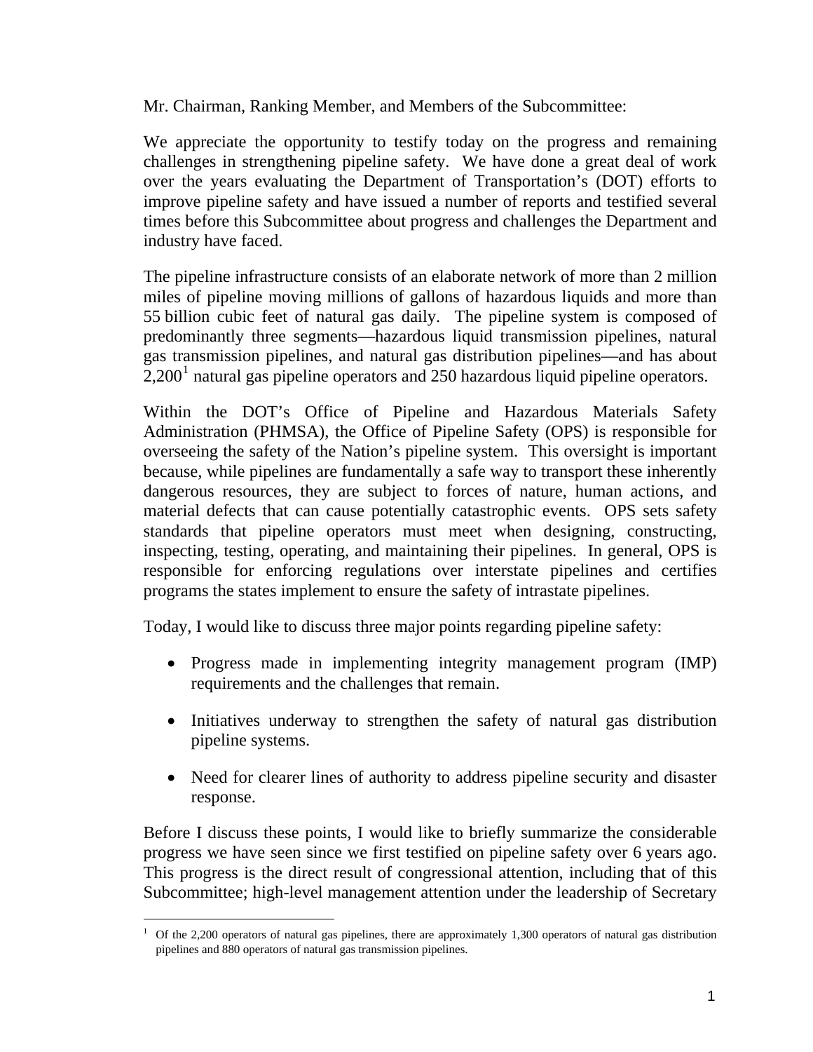Mr. Chairman, Ranking Member, and Members of the Subcommittee:

We appreciate the opportunity to testify today on the progress and remaining challenges in strengthening pipeline safety. We have done a great deal of work over the years evaluating the Department of Transportation's (DOT) efforts to improve pipeline safety and have issued a number of reports and testified several times before this Subcommittee about progress and challenges the Department and industry have faced.

The pipeline infrastructure consists of an elaborate network of more than 2 million miles of pipeline moving millions of gallons of hazardous liquids and more than 55 billion cubic feet of natural gas daily. The pipeline system is composed of predominantly three segments—hazardous liquid transmission pipelines, natural gas transmission pipelines, and natural gas distribution pipelines—and has about 2,200[1] natural gas pipeline operators and 250 hazardous liquid pipeline operators.

Within the DOT's Office of Pipeline and Hazardous Materials Safety Administration (PHMSA), the Office of Pipeline Safety (OPS) is responsible for overseeing the safety of the Nation's pipeline system. This oversight is important because, while pipelines are fundamentally a safe way to transport these inherently dangerous resources, they are subject to forces of nature, human actions, and material defects that can cause potentially catastrophic events. OPS sets safety standards that pipeline operators must meet when designing, constructing, inspecting, testing, operating, and maintaining their pipelines. In general, OPS is responsible for enforcing regulations over interstate pipelines and certifies programs the states implement to ensure the safety of intrastate pipelines.

Today, I would like to discuss three major points regarding pipeline safety:

- Progress made in implementing integrity management program (IMP) requirements and the challenges that remain.
- Initiatives underway to strengthen the safety of natural gas distribution pipeline systems.
- Need for clearer lines of authority to address pipeline security and disaster response.

Before I discuss these points, I would like to briefly summarize the considerable progress we have seen since we first testified on pipeline safety over 6 years ago. This progress is the direct result of congressional attention, including that of this Subcommittee; high-level management attention under the leadership of Secretary

[1] Of the 2,200 operators of natural gas pipelines, there are approximately 1,300 operators of natural gas distribution pipelines and 880 operators of natural gas transmission pipelines.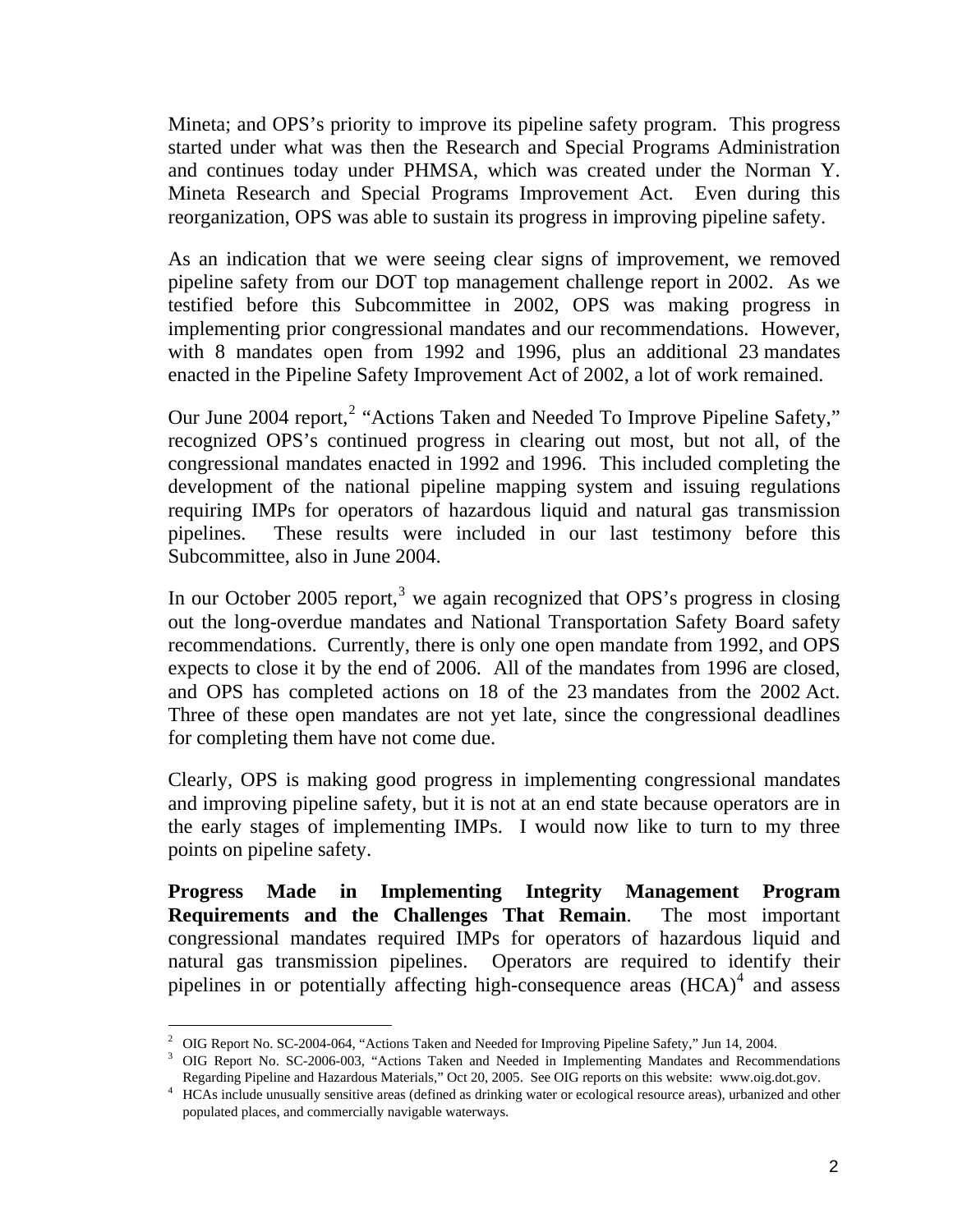Mineta; and OPS's priority to improve its pipeline safety program. This progress started under what was then the Research and Special Programs Administration and continues today under PHMSA, which was created under the Norman Y. Mineta Research and Special Programs Improvement Act. Even during this reorganization, OPS was able to sustain its progress in improving pipeline safety.

As an indication that we were seeing clear signs of improvement, we removed pipeline safety from our DOT top management challenge report in 2002. As we testified before this Subcommittee in 2002, OPS was making progress in implementing prior congressional mandates and our recommendations. However, with 8 mandates open from 1992 and 1996, plus an additional 23 mandates enacted in the Pipeline Safety Improvement Act of 2002, a lot of work remained.

Our June 2004 report,[2] "Actions Taken and Needed To Improve Pipeline Safety," recognized OPS's continued progress in clearing out most, but not all, of the congressional mandates enacted in 1992 and 1996. This included completing the development of the national pipeline mapping system and issuing regulations requiring IMPs for operators of hazardous liquid and natural gas transmission pipelines. These results were included in our last testimony before this Subcommittee, also in June 2004.

In our October 2005 report,[3] we again recognized that OPS's progress in closing out the long-overdue mandates and National Transportation Safety Board safety recommendations. Currently, there is only one open mandate from 1992, and OPS expects to close it by the end of 2006. All of the mandates from 1996 are closed, and OPS has completed actions on 18 of the 23 mandates from the 2002 Act. Three of these open mandates are not yet late, since the congressional deadlines for completing them have not come due.

Clearly, OPS is making good progress in implementing congressional mandates and improving pipeline safety, but it is not at an end state because operators are in the early stages of implementing IMPs. I would now like to turn to my three points on pipeline safety.

**Progress Made in Implementing Integrity Management Program Requirements and the Challenges That Remain**. The most important congressional mandates required IMPs for operators of hazardous liquid and natural gas transmission pipelines. Operators are required to identify their pipelines in or potentially affecting high-consequence areas (HCA)[4] and assess

---

[2] OIG Report No. SC-2004-064, "Actions Taken and Needed for Improving Pipeline Safety," Jun 14, 2004.

[3] OIG Report No. SC-2006-003, "Actions Taken and Needed in Implementing Mandates and Recommendations Regarding Pipeline and Hazardous Materials," Oct 20, 2005. See OIG reports on this website: www.oig.dot.gov.

[4] HCAs include unusually sensitive areas (defined as drinking water or ecological resource areas), urbanized and other populated places, and commercially navigable waterways.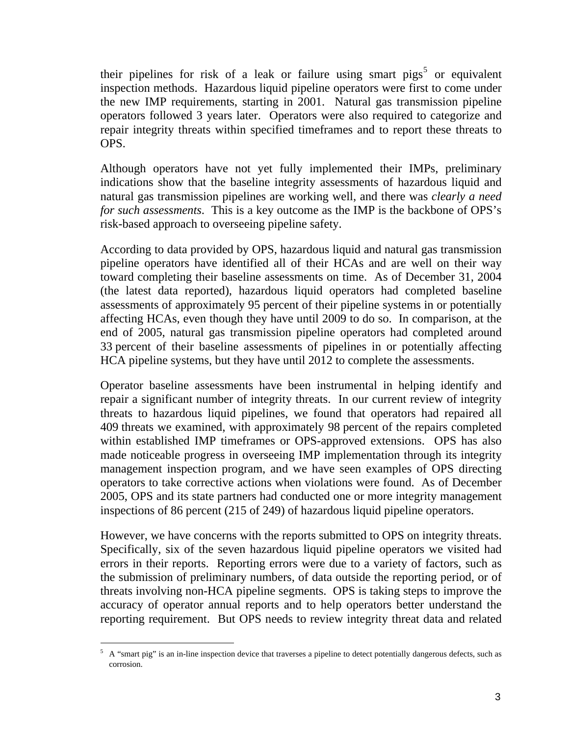their pipelines for risk of a leak or failure using smart pigs[5] or equivalent inspection methods. Hazardous liquid pipeline operators were first to come under the new IMP requirements, starting in 2001. Natural gas transmission pipeline operators followed 3 years later. Operators were also required to categorize and repair integrity threats within specified timeframes and to report these threats to OPS.

Although operators have not yet fully implemented their IMPs, preliminary indications show that the baseline integrity assessments of hazardous liquid and natural gas transmission pipelines are working well, and there was *clearly a need for such assessments*. This is a key outcome as the IMP is the backbone of OPS's risk-based approach to overseeing pipeline safety.

According to data provided by OPS, hazardous liquid and natural gas transmission pipeline operators have identified all of their HCAs and are well on their way toward completing their baseline assessments on time. As of December 31, 2004 (the latest data reported), hazardous liquid operators had completed baseline assessments of approximately 95 percent of their pipeline systems in or potentially affecting HCAs, even though they have until 2009 to do so. In comparison, at the end of 2005, natural gas transmission pipeline operators had completed around 33 percent of their baseline assessments of pipelines in or potentially affecting HCA pipeline systems, but they have until 2012 to complete the assessments.

Operator baseline assessments have been instrumental in helping identify and repair a significant number of integrity threats. In our current review of integrity threats to hazardous liquid pipelines, we found that operators had repaired all 409 threats we examined, with approximately 98 percent of the repairs completed within established IMP timeframes or OPS-approved extensions. OPS has also made noticeable progress in overseeing IMP implementation through its integrity management inspection program, and we have seen examples of OPS directing operators to take corrective actions when violations were found. As of December 2005, OPS and its state partners had conducted one or more integrity management inspections of 86 percent (215 of 249) of hazardous liquid pipeline operators.

However, we have concerns with the reports submitted to OPS on integrity threats. Specifically, six of the seven hazardous liquid pipeline operators we visited had errors in their reports. Reporting errors were due to a variety of factors, such as the submission of preliminary numbers, of data outside the reporting period, or of threats involving non-HCA pipeline segments. OPS is taking steps to improve the accuracy of operator annual reports and to help operators better understand the reporting requirement. But OPS needs to review integrity threat data and related

[5] A "smart pig" is an in-line inspection device that traverses a pipeline to detect potentially dangerous defects, such as corrosion.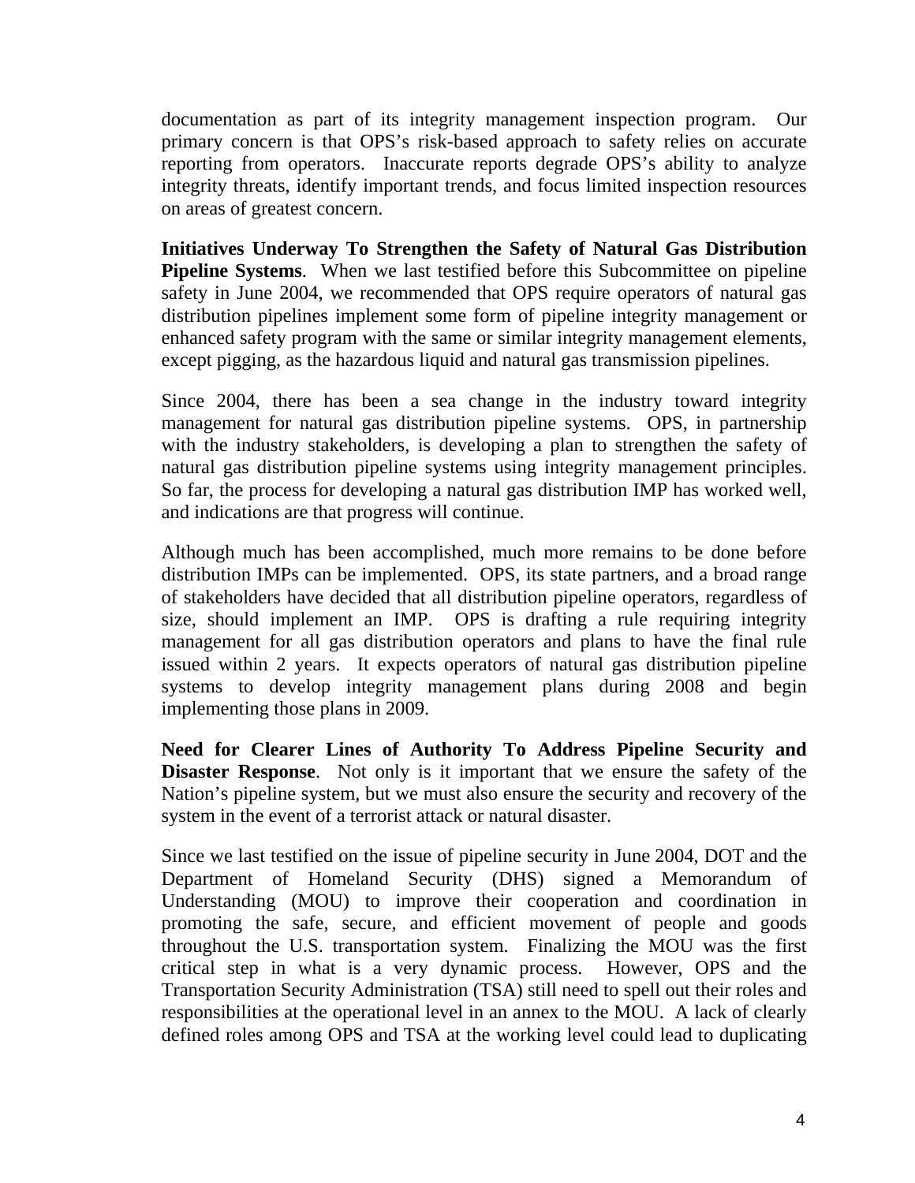documentation as part of its integrity management inspection program. Our primary concern is that OPS's risk-based approach to safety relies on accurate reporting from operators. Inaccurate reports degrade OPS's ability to analyze integrity threats, identify important trends, and focus limited inspection resources on areas of greatest concern.

**Initiatives Underway To Strengthen the Safety of Natural Gas Distribution Pipeline Systems**. When we last testified before this Subcommittee on pipeline safety in June 2004, we recommended that OPS require operators of natural gas distribution pipelines implement some form of pipeline integrity management or enhanced safety program with the same or similar integrity management elements, except pigging, as the hazardous liquid and natural gas transmission pipelines.

Since 2004, there has been a sea change in the industry toward integrity management for natural gas distribution pipeline systems. OPS, in partnership with the industry stakeholders, is developing a plan to strengthen the safety of natural gas distribution pipeline systems using integrity management principles. So far, the process for developing a natural gas distribution IMP has worked well, and indications are that progress will continue.

Although much has been accomplished, much more remains to be done before distribution IMPs can be implemented. OPS, its state partners, and a broad range of stakeholders have decided that all distribution pipeline operators, regardless of size, should implement an IMP. OPS is drafting a rule requiring integrity management for all gas distribution operators and plans to have the final rule issued within 2 years. It expects operators of natural gas distribution pipeline systems to develop integrity management plans during 2008 and begin implementing those plans in 2009.

**Need for Clearer Lines of Authority To Address Pipeline Security and Disaster Response**. Not only is it important that we ensure the safety of the Nation's pipeline system, but we must also ensure the security and recovery of the system in the event of a terrorist attack or natural disaster.

Since we last testified on the issue of pipeline security in June 2004, DOT and the Department of Homeland Security (DHS) signed a Memorandum of Understanding (MOU) to improve their cooperation and coordination in promoting the safe, secure, and efficient movement of people and goods throughout the U.S. transportation system. Finalizing the MOU was the first critical step in what is a very dynamic process. However, OPS and the Transportation Security Administration (TSA) still need to spell out their roles and responsibilities at the operational level in an annex to the MOU. A lack of clearly defined roles among OPS and TSA at the working level could lead to duplicating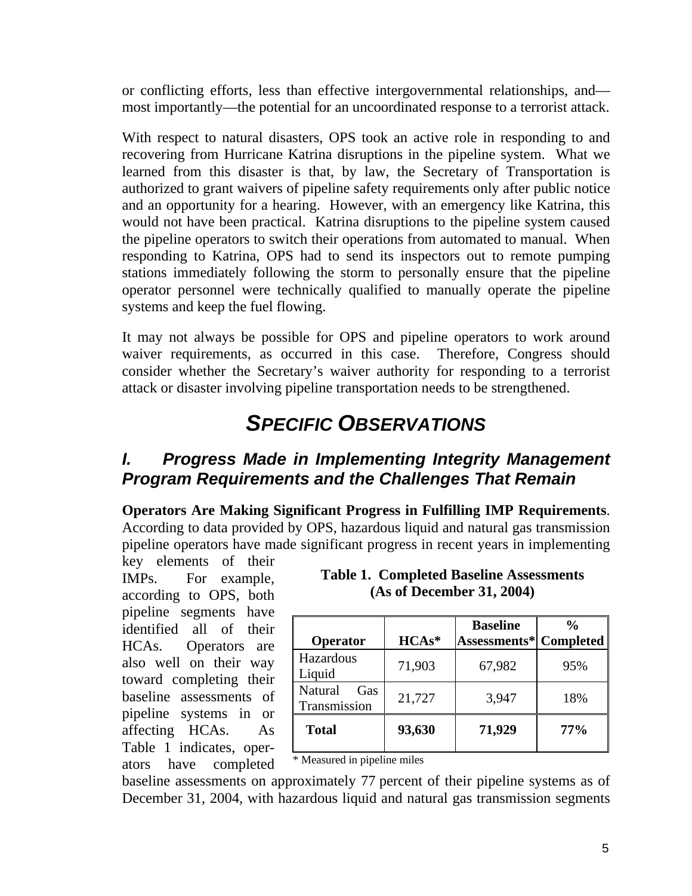or conflicting efforts, less than effective intergovernmental relationships, and—most importantly—the potential for an uncoordinated response to a terrorist attack.

With respect to natural disasters, OPS took an active role in responding to and recovering from Hurricane Katrina disruptions in the pipeline system. What we learned from this disaster is that, by law, the Secretary of Transportation is authorized to grant waivers of pipeline safety requirements only after public notice and an opportunity for a hearing. However, with an emergency like Katrina, this would not have been practical. Katrina disruptions to the pipeline system caused the pipeline operators to switch their operations from automated to manual. When responding to Katrina, OPS had to send its inspectors out to remote pumping stations immediately following the storm to personally ensure that the pipeline operator personnel were technically qualified to manually operate the pipeline systems and keep the fuel flowing.

It may not always be possible for OPS and pipeline operators to work around waiver requirements, as occurred in this case. Therefore, Congress should consider whether the Secretary's waiver authority for responding to a terrorist attack or disaster involving pipeline transportation needs to be strengthened.

# SPECIFIC OBSERVATIONS

## I. Progress Made in Implementing Integrity Management Program Requirements and the Challenges That Remain

**Operators Are Making Significant Progress in Fulfilling IMP Requirements**. According to data provided by OPS, hazardous liquid and natural gas transmission pipeline operators have made significant progress in recent years in implementing key elements of their IMPs. For example, according to OPS, both pipeline segments have identified all of their HCAs. Operators are also well on their way toward completing their baseline assessments of pipeline systems in or affecting HCAs. As Table 1 indicates, operators have completed baseline assessments on approximately 77 percent of their pipeline systems as of December 31, 2004, with hazardous liquid and natural gas transmission segments

**Table 1. Completed Baseline Assessments (As of December 31, 2004)**

| Operator | HCAs* | Baseline Assessments* | % Completed |
|---|---|---|---|
| Hazardous Liquid | 71,903 | 67,982 | 95% |
| Natural Gas Transmission | 21,727 | 3,947 | 18% |
| **Total** | **93,630** | **71,929** | **77%** |

\* Measured in pipeline miles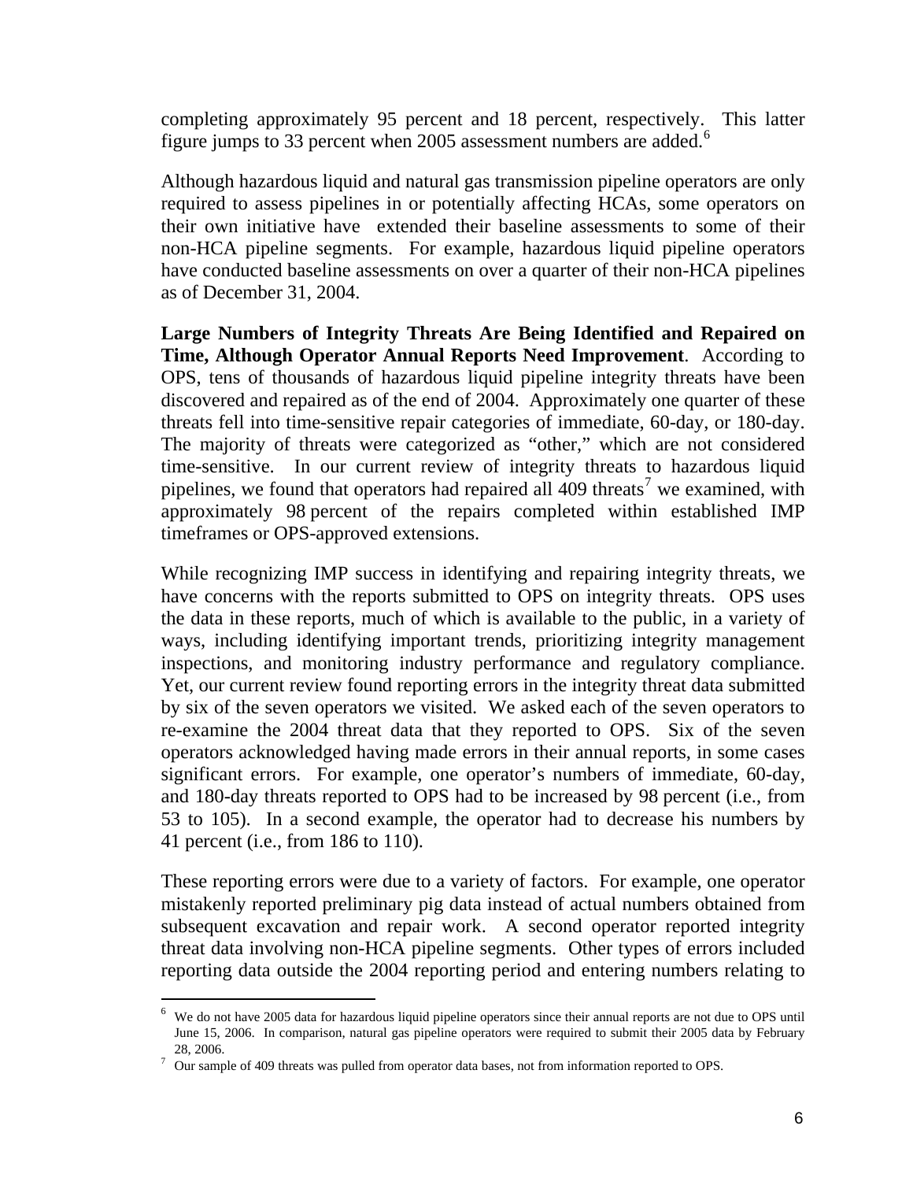completing approximately 95 percent and 18 percent, respectively. This latter figure jumps to 33 percent when 2005 assessment numbers are added.[6]

Although hazardous liquid and natural gas transmission pipeline operators are only required to assess pipelines in or potentially affecting HCAs, some operators on their own initiative have extended their baseline assessments to some of their non-HCA pipeline segments. For example, hazardous liquid pipeline operators have conducted baseline assessments on over a quarter of their non-HCA pipelines as of December 31, 2004.

**Large Numbers of Integrity Threats Are Being Identified and Repaired on Time, Although Operator Annual Reports Need Improvement**. According to OPS, tens of thousands of hazardous liquid pipeline integrity threats have been discovered and repaired as of the end of 2004. Approximately one quarter of these threats fell into time-sensitive repair categories of immediate, 60-day, or 180-day. The majority of threats were categorized as "other," which are not considered time-sensitive. In our current review of integrity threats to hazardous liquid pipelines, we found that operators had repaired all 409 threats[7] we examined, with approximately 98 percent of the repairs completed within established IMP timeframes or OPS-approved extensions.

While recognizing IMP success in identifying and repairing integrity threats, we have concerns with the reports submitted to OPS on integrity threats. OPS uses the data in these reports, much of which is available to the public, in a variety of ways, including identifying important trends, prioritizing integrity management inspections, and monitoring industry performance and regulatory compliance. Yet, our current review found reporting errors in the integrity threat data submitted by six of the seven operators we visited. We asked each of the seven operators to re-examine the 2004 threat data that they reported to OPS. Six of the seven operators acknowledged having made errors in their annual reports, in some cases significant errors. For example, one operator's numbers of immediate, 60-day, and 180-day threats reported to OPS had to be increased by 98 percent (i.e., from 53 to 105). In a second example, the operator had to decrease his numbers by 41 percent (i.e., from 186 to 110).

These reporting errors were due to a variety of factors. For example, one operator mistakenly reported preliminary pig data instead of actual numbers obtained from subsequent excavation and repair work. A second operator reported integrity threat data involving non-HCA pipeline segments. Other types of errors included reporting data outside the 2004 reporting period and entering numbers relating to

[6] We do not have 2005 data for hazardous liquid pipeline operators since their annual reports are not due to OPS until June 15, 2006. In comparison, natural gas pipeline operators were required to submit their 2005 data by February 28, 2006.

[7] Our sample of 409 threats was pulled from operator data bases, not from information reported to OPS.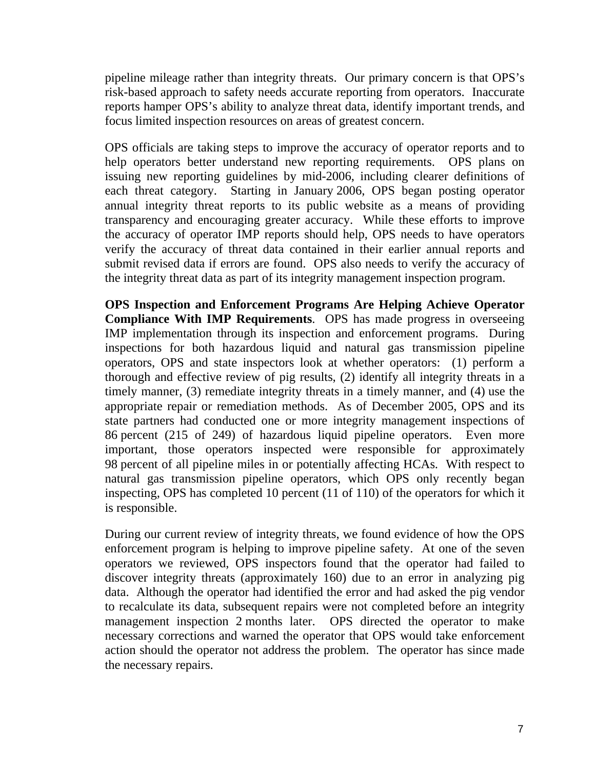pipeline mileage rather than integrity threats. Our primary concern is that OPS's risk-based approach to safety needs accurate reporting from operators. Inaccurate reports hamper OPS's ability to analyze threat data, identify important trends, and focus limited inspection resources on areas of greatest concern.

OPS officials are taking steps to improve the accuracy of operator reports and to help operators better understand new reporting requirements. OPS plans on issuing new reporting guidelines by mid-2006, including clearer definitions of each threat category. Starting in January 2006, OPS began posting operator annual integrity threat reports to its public website as a means of providing transparency and encouraging greater accuracy. While these efforts to improve the accuracy of operator IMP reports should help, OPS needs to have operators verify the accuracy of threat data contained in their earlier annual reports and submit revised data if errors are found. OPS also needs to verify the accuracy of the integrity threat data as part of its integrity management inspection program.

**OPS Inspection and Enforcement Programs Are Helping Achieve Operator Compliance With IMP Requirements**. OPS has made progress in overseeing IMP implementation through its inspection and enforcement programs. During inspections for both hazardous liquid and natural gas transmission pipeline operators, OPS and state inspectors look at whether operators: (1) perform a thorough and effective review of pig results, (2) identify all integrity threats in a timely manner, (3) remediate integrity threats in a timely manner, and (4) use the appropriate repair or remediation methods. As of December 2005, OPS and its state partners had conducted one or more integrity management inspections of 86 percent (215 of 249) of hazardous liquid pipeline operators. Even more important, those operators inspected were responsible for approximately 98 percent of all pipeline miles in or potentially affecting HCAs. With respect to natural gas transmission pipeline operators, which OPS only recently began inspecting, OPS has completed 10 percent (11 of 110) of the operators for which it is responsible.

During our current review of integrity threats, we found evidence of how the OPS enforcement program is helping to improve pipeline safety. At one of the seven operators we reviewed, OPS inspectors found that the operator had failed to discover integrity threats (approximately 160) due to an error in analyzing pig data. Although the operator had identified the error and had asked the pig vendor to recalculate its data, subsequent repairs were not completed before an integrity management inspection 2 months later. OPS directed the operator to make necessary corrections and warned the operator that OPS would take enforcement action should the operator not address the problem. The operator has since made the necessary repairs.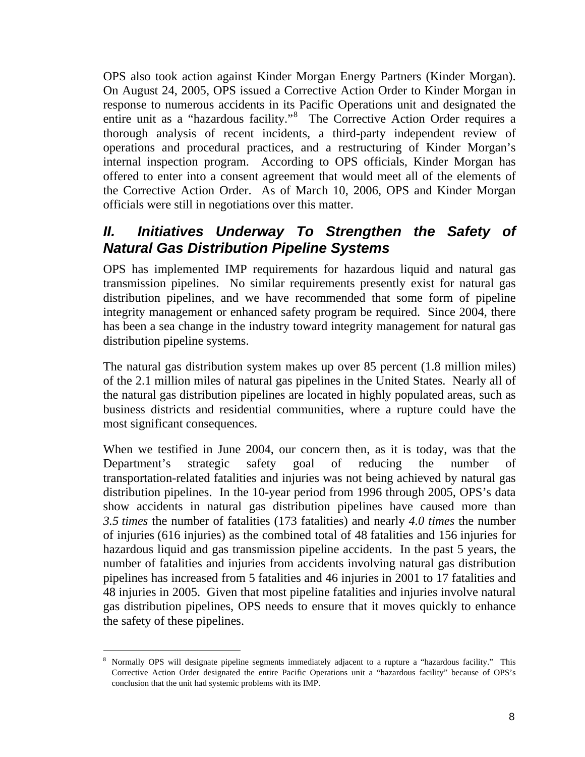OPS also took action against Kinder Morgan Energy Partners (Kinder Morgan). On August 24, 2005, OPS issued a Corrective Action Order to Kinder Morgan in response to numerous accidents in its Pacific Operations unit and designated the entire unit as a "hazardous facility."[8] The Corrective Action Order requires a thorough analysis of recent incidents, a third-party independent review of operations and procedural practices, and a restructuring of Kinder Morgan's internal inspection program. According to OPS officials, Kinder Morgan has offered to enter into a consent agreement that would meet all of the elements of the Corrective Action Order. As of March 10, 2006, OPS and Kinder Morgan officials were still in negotiations over this matter.

## *II. Initiatives Underway To Strengthen the Safety of Natural Gas Distribution Pipeline Systems*

OPS has implemented IMP requirements for hazardous liquid and natural gas transmission pipelines. No similar requirements presently exist for natural gas distribution pipelines, and we have recommended that some form of pipeline integrity management or enhanced safety program be required. Since 2004, there has been a sea change in the industry toward integrity management for natural gas distribution pipeline systems.

The natural gas distribution system makes up over 85 percent (1.8 million miles) of the 2.1 million miles of natural gas pipelines in the United States. Nearly all of the natural gas distribution pipelines are located in highly populated areas, such as business districts and residential communities, where a rupture could have the most significant consequences.

When we testified in June 2004, our concern then, as it is today, was that the Department's strategic safety goal of reducing the number of transportation-related fatalities and injuries was not being achieved by natural gas distribution pipelines. In the 10-year period from 1996 through 2005, OPS's data show accidents in natural gas distribution pipelines have caused more than *3.5 times* the number of fatalities (173 fatalities) and nearly *4.0 times* the number of injuries (616 injuries) as the combined total of 48 fatalities and 156 injuries for hazardous liquid and gas transmission pipeline accidents. In the past 5 years, the number of fatalities and injuries from accidents involving natural gas distribution pipelines has increased from 5 fatalities and 46 injuries in 2001 to 17 fatalities and 48 injuries in 2005. Given that most pipeline fatalities and injuries involve natural gas distribution pipelines, OPS needs to ensure that it moves quickly to enhance the safety of these pipelines.

[8] Normally OPS will designate pipeline segments immediately adjacent to a rupture a "hazardous facility." This Corrective Action Order designated the entire Pacific Operations unit a "hazardous facility" because of OPS's conclusion that the unit had systemic problems with its IMP.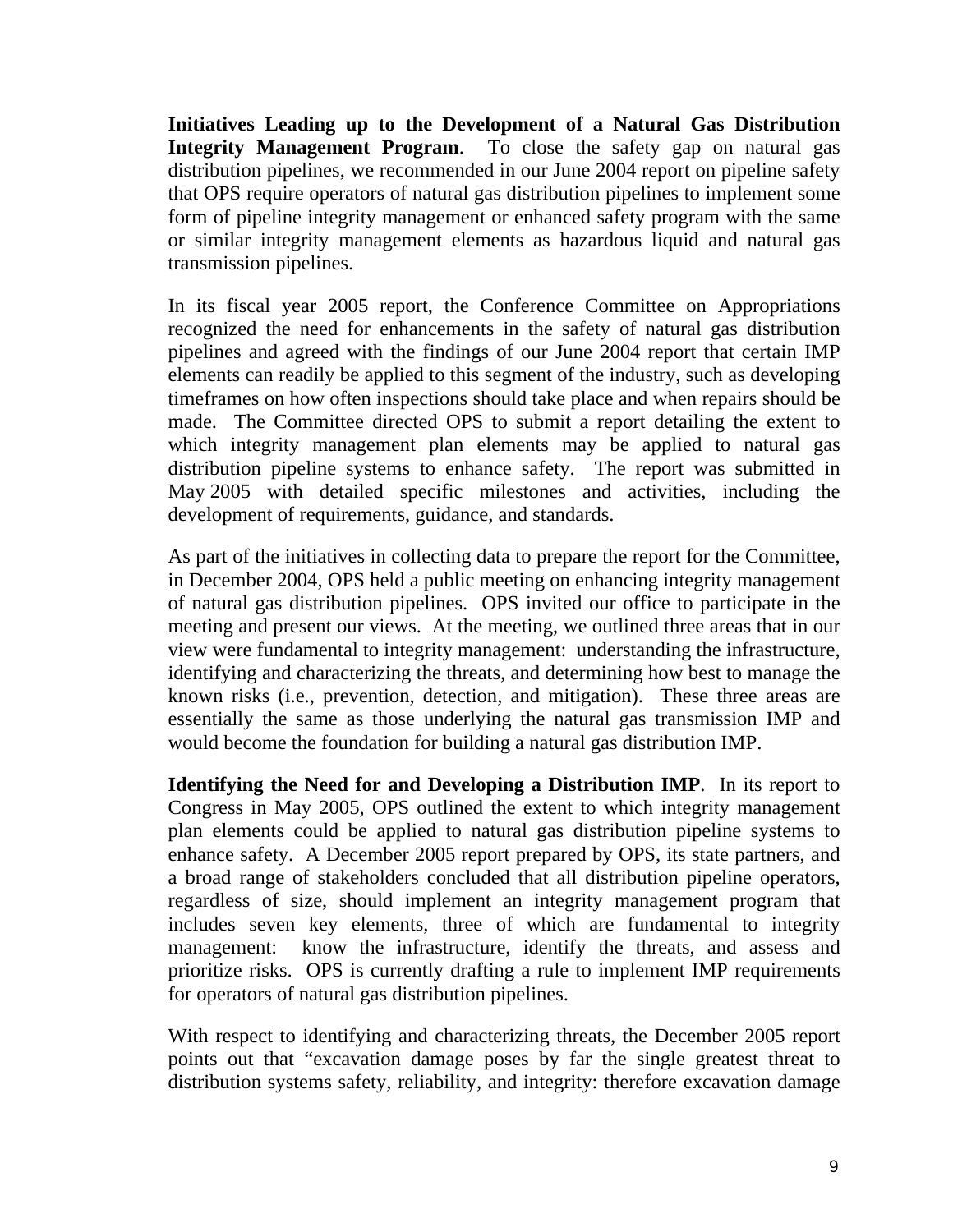**Initiatives Leading up to the Development of a Natural Gas Distribution Integrity Management Program**. To close the safety gap on natural gas distribution pipelines, we recommended in our June 2004 report on pipeline safety that OPS require operators of natural gas distribution pipelines to implement some form of pipeline integrity management or enhanced safety program with the same or similar integrity management elements as hazardous liquid and natural gas transmission pipelines.

In its fiscal year 2005 report, the Conference Committee on Appropriations recognized the need for enhancements in the safety of natural gas distribution pipelines and agreed with the findings of our June 2004 report that certain IMP elements can readily be applied to this segment of the industry, such as developing timeframes on how often inspections should take place and when repairs should be made. The Committee directed OPS to submit a report detailing the extent to which integrity management plan elements may be applied to natural gas distribution pipeline systems to enhance safety. The report was submitted in May 2005 with detailed specific milestones and activities, including the development of requirements, guidance, and standards.

As part of the initiatives in collecting data to prepare the report for the Committee, in December 2004, OPS held a public meeting on enhancing integrity management of natural gas distribution pipelines. OPS invited our office to participate in the meeting and present our views. At the meeting, we outlined three areas that in our view were fundamental to integrity management: understanding the infrastructure, identifying and characterizing the threats, and determining how best to manage the known risks (i.e., prevention, detection, and mitigation). These three areas are essentially the same as those underlying the natural gas transmission IMP and would become the foundation for building a natural gas distribution IMP.

**Identifying the Need for and Developing a Distribution IMP**. In its report to Congress in May 2005, OPS outlined the extent to which integrity management plan elements could be applied to natural gas distribution pipeline systems to enhance safety. A December 2005 report prepared by OPS, its state partners, and a broad range of stakeholders concluded that all distribution pipeline operators, regardless of size, should implement an integrity management program that includes seven key elements, three of which are fundamental to integrity management: know the infrastructure, identify the threats, and assess and prioritize risks. OPS is currently drafting a rule to implement IMP requirements for operators of natural gas distribution pipelines.

With respect to identifying and characterizing threats, the December 2005 report points out that "excavation damage poses by far the single greatest threat to distribution systems safety, reliability, and integrity: therefore excavation damage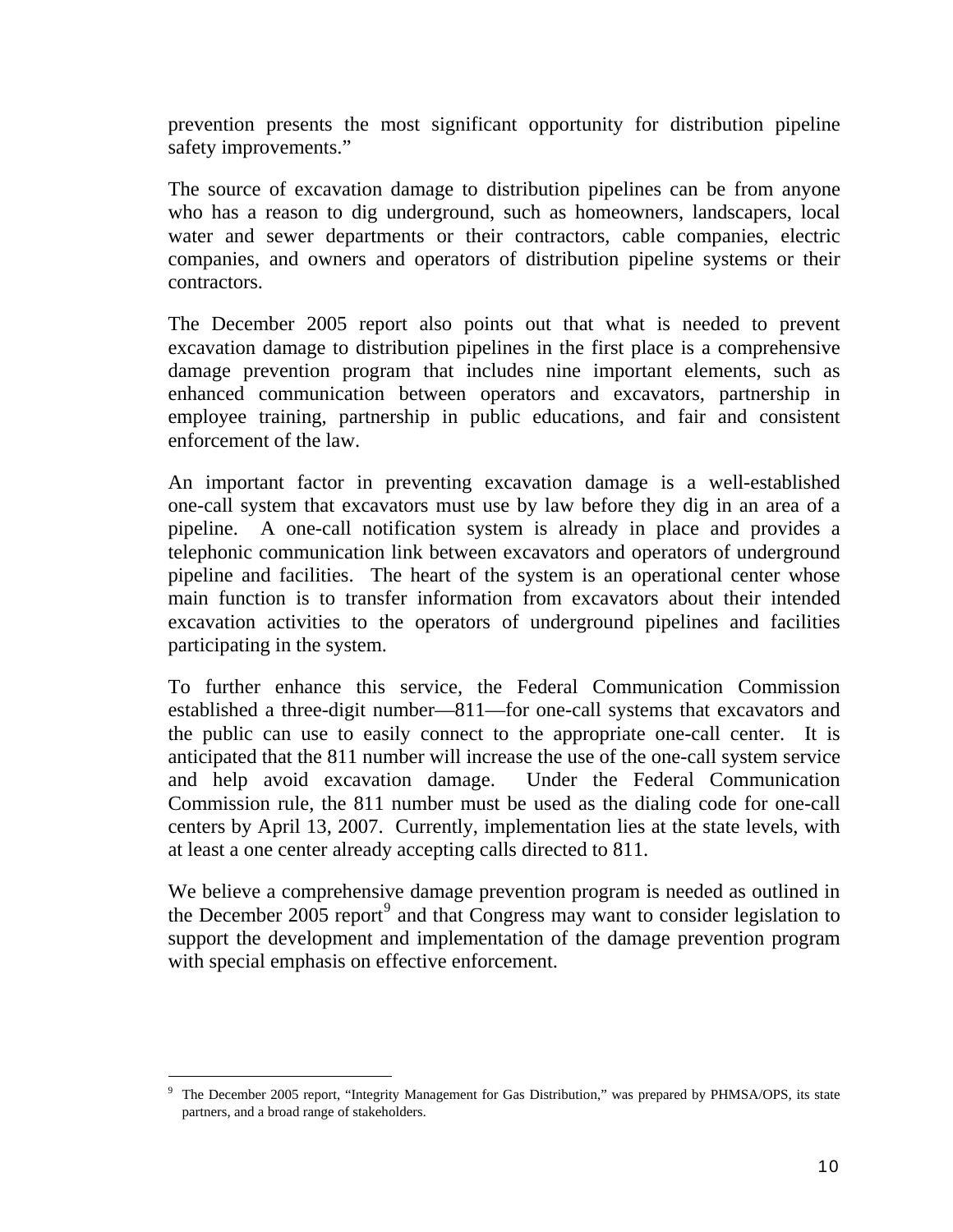prevention presents the most significant opportunity for distribution pipeline safety improvements."

The source of excavation damage to distribution pipelines can be from anyone who has a reason to dig underground, such as homeowners, landscapers, local water and sewer departments or their contractors, cable companies, electric companies, and owners and operators of distribution pipeline systems or their contractors.

The December 2005 report also points out that what is needed to prevent excavation damage to distribution pipelines in the first place is a comprehensive damage prevention program that includes nine important elements, such as enhanced communication between operators and excavators, partnership in employee training, partnership in public educations, and fair and consistent enforcement of the law.

An important factor in preventing excavation damage is a well-established one-call system that excavators must use by law before they dig in an area of a pipeline. A one-call notification system is already in place and provides a telephonic communication link between excavators and operators of underground pipeline and facilities. The heart of the system is an operational center whose main function is to transfer information from excavators about their intended excavation activities to the operators of underground pipelines and facilities participating in the system.

To further enhance this service, the Federal Communication Commission established a three-digit number—811—for one-call systems that excavators and the public can use to easily connect to the appropriate one-call center. It is anticipated that the 811 number will increase the use of the one-call system service and help avoid excavation damage. Under the Federal Communication Commission rule, the 811 number must be used as the dialing code for one-call centers by April 13, 2007. Currently, implementation lies at the state levels, with at least a one center already accepting calls directed to 811.

We believe a comprehensive damage prevention program is needed as outlined in the December 2005 report[9] and that Congress may want to consider legislation to support the development and implementation of the damage prevention program with special emphasis on effective enforcement.

[9] The December 2005 report, "Integrity Management for Gas Distribution," was prepared by PHMSA/OPS, its state partners, and a broad range of stakeholders.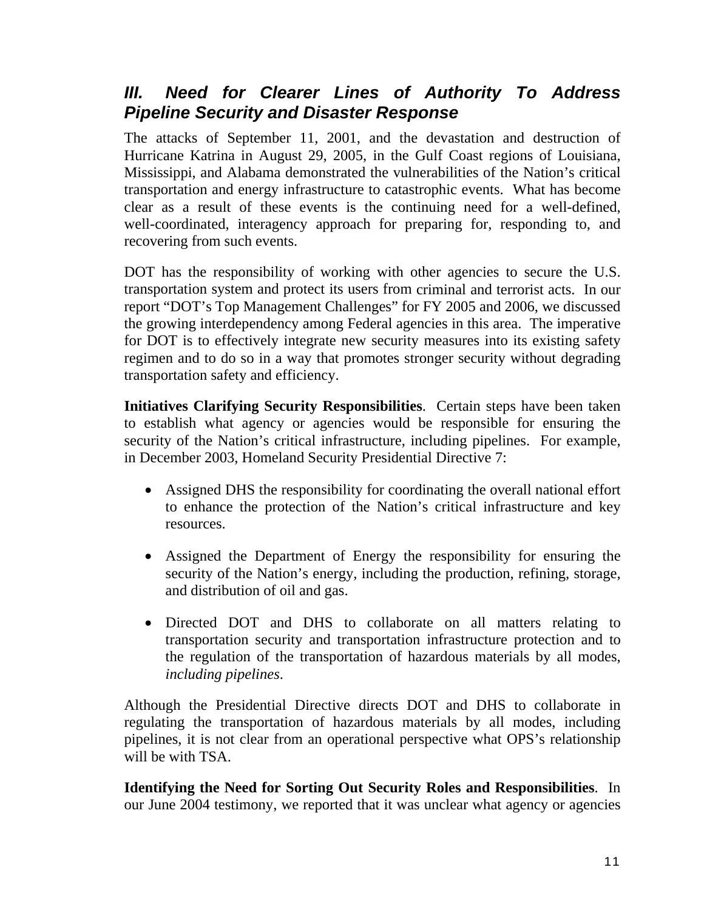## *III. Need for Clearer Lines of Authority To Address Pipeline Security and Disaster Response*

The attacks of September 11, 2001, and the devastation and destruction of Hurricane Katrina in August 29, 2005, in the Gulf Coast regions of Louisiana, Mississippi, and Alabama demonstrated the vulnerabilities of the Nation's critical transportation and energy infrastructure to catastrophic events. What has become clear as a result of these events is the continuing need for a well-defined, well-coordinated, interagency approach for preparing for, responding to, and recovering from such events.

DOT has the responsibility of working with other agencies to secure the U.S. transportation system and protect its users from criminal and terrorist acts. In our report "DOT's Top Management Challenges" for FY 2005 and 2006, we discussed the growing interdependency among Federal agencies in this area. The imperative for DOT is to effectively integrate new security measures into its existing safety regimen and to do so in a way that promotes stronger security without degrading transportation safety and efficiency.

**Initiatives Clarifying Security Responsibilities**. Certain steps have been taken to establish what agency or agencies would be responsible for ensuring the security of the Nation's critical infrastructure, including pipelines. For example, in December 2003, Homeland Security Presidential Directive 7:

- Assigned DHS the responsibility for coordinating the overall national effort to enhance the protection of the Nation's critical infrastructure and key resources.
- Assigned the Department of Energy the responsibility for ensuring the security of the Nation's energy, including the production, refining, storage, and distribution of oil and gas.
- Directed DOT and DHS to collaborate on all matters relating to transportation security and transportation infrastructure protection and to the regulation of the transportation of hazardous materials by all modes, *including pipelines*.

Although the Presidential Directive directs DOT and DHS to collaborate in regulating the transportation of hazardous materials by all modes, including pipelines, it is not clear from an operational perspective what OPS's relationship will be with TSA.

**Identifying the Need for Sorting Out Security Roles and Responsibilities**. In our June 2004 testimony, we reported that it was unclear what agency or agencies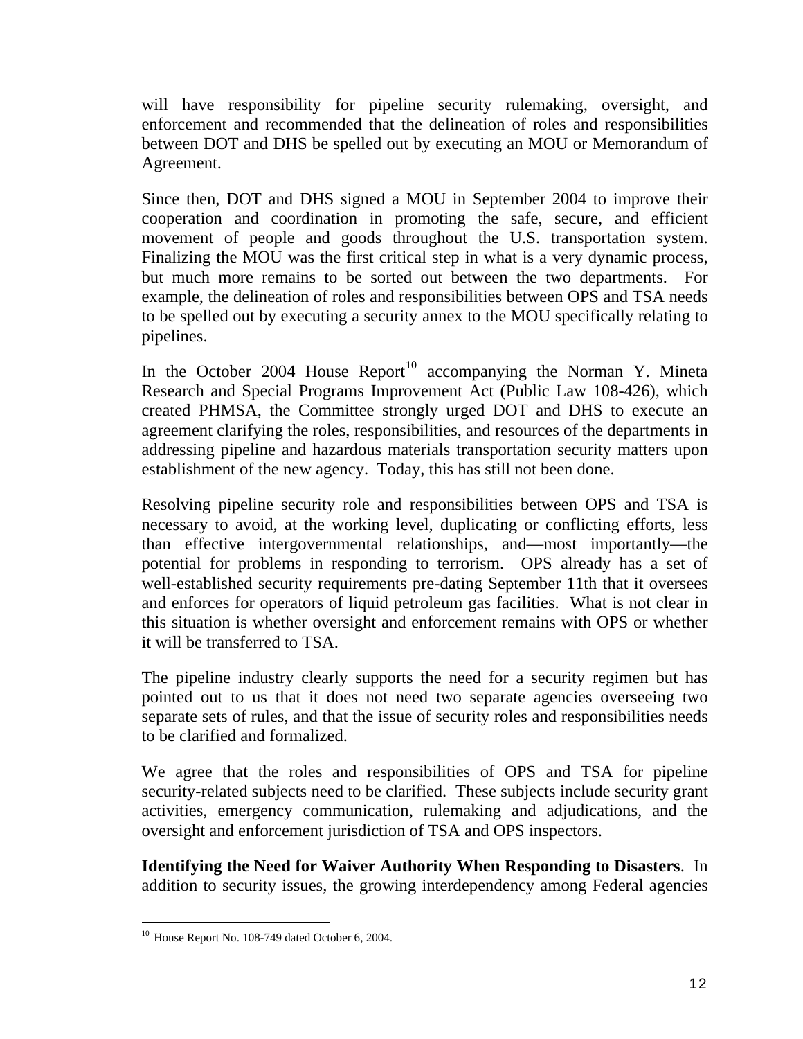will have responsibility for pipeline security rulemaking, oversight, and enforcement and recommended that the delineation of roles and responsibilities between DOT and DHS be spelled out by executing an MOU or Memorandum of Agreement.

Since then, DOT and DHS signed a MOU in September 2004 to improve their cooperation and coordination in promoting the safe, secure, and efficient movement of people and goods throughout the U.S. transportation system. Finalizing the MOU was the first critical step in what is a very dynamic process, but much more remains to be sorted out between the two departments. For example, the delineation of roles and responsibilities between OPS and TSA needs to be spelled out by executing a security annex to the MOU specifically relating to pipelines.

In the October 2004 House Report[10] accompanying the Norman Y. Mineta Research and Special Programs Improvement Act (Public Law 108-426), which created PHMSA, the Committee strongly urged DOT and DHS to execute an agreement clarifying the roles, responsibilities, and resources of the departments in addressing pipeline and hazardous materials transportation security matters upon establishment of the new agency. Today, this has still not been done.

Resolving pipeline security role and responsibilities between OPS and TSA is necessary to avoid, at the working level, duplicating or conflicting efforts, less than effective intergovernmental relationships, and—most importantly—the potential for problems in responding to terrorism. OPS already has a set of well-established security requirements pre-dating September 11th that it oversees and enforces for operators of liquid petroleum gas facilities. What is not clear in this situation is whether oversight and enforcement remains with OPS or whether it will be transferred to TSA.

The pipeline industry clearly supports the need for a security regimen but has pointed out to us that it does not need two separate agencies overseeing two separate sets of rules, and that the issue of security roles and responsibilities needs to be clarified and formalized.

We agree that the roles and responsibilities of OPS and TSA for pipeline security-related subjects need to be clarified. These subjects include security grant activities, emergency communication, rulemaking and adjudications, and the oversight and enforcement jurisdiction of TSA and OPS inspectors.

**Identifying the Need for Waiver Authority When Responding to Disasters**. In addition to security issues, the growing interdependency among Federal agencies

[10] House Report No. 108-749 dated October 6, 2004.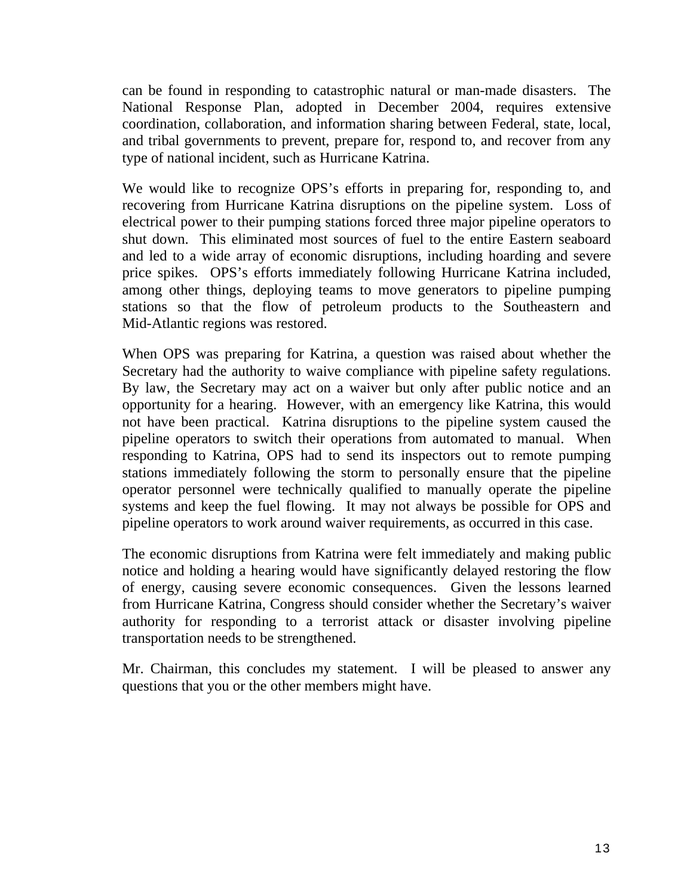can be found in responding to catastrophic natural or man-made disasters. The National Response Plan, adopted in December 2004, requires extensive coordination, collaboration, and information sharing between Federal, state, local, and tribal governments to prevent, prepare for, respond to, and recover from any type of national incident, such as Hurricane Katrina.

We would like to recognize OPS's efforts in preparing for, responding to, and recovering from Hurricane Katrina disruptions on the pipeline system. Loss of electrical power to their pumping stations forced three major pipeline operators to shut down. This eliminated most sources of fuel to the entire Eastern seaboard and led to a wide array of economic disruptions, including hoarding and severe price spikes. OPS's efforts immediately following Hurricane Katrina included, among other things, deploying teams to move generators to pipeline pumping stations so that the flow of petroleum products to the Southeastern and Mid-Atlantic regions was restored.

When OPS was preparing for Katrina, a question was raised about whether the Secretary had the authority to waive compliance with pipeline safety regulations. By law, the Secretary may act on a waiver but only after public notice and an opportunity for a hearing. However, with an emergency like Katrina, this would not have been practical. Katrina disruptions to the pipeline system caused the pipeline operators to switch their operations from automated to manual. When responding to Katrina, OPS had to send its inspectors out to remote pumping stations immediately following the storm to personally ensure that the pipeline operator personnel were technically qualified to manually operate the pipeline systems and keep the fuel flowing. It may not always be possible for OPS and pipeline operators to work around waiver requirements, as occurred in this case.

The economic disruptions from Katrina were felt immediately and making public notice and holding a hearing would have significantly delayed restoring the flow of energy, causing severe economic consequences. Given the lessons learned from Hurricane Katrina, Congress should consider whether the Secretary's waiver authority for responding to a terrorist attack or disaster involving pipeline transportation needs to be strengthened.

Mr. Chairman, this concludes my statement. I will be pleased to answer any questions that you or the other members might have.